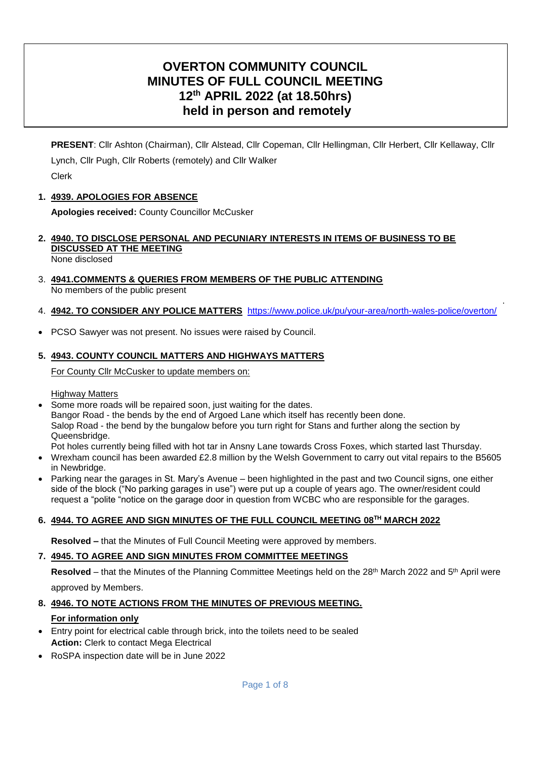# OVERTON COMMUNITY COUNCIL
# MINUTES OF FULL COUNCIL MEETING
# 12th APRIL 2022 (at 18.50hrs)
# held in person and remotely

**PRESENT**: Cllr Ashton (Chairman), Cllr Alstead, Cllr Copeman, Cllr Hellingman, Cllr Herbert, Cllr Kellaway, Cllr Lynch, Cllr Pugh, Cllr Roberts (remotely) and Cllr Walker

Clerk

## 1. 4939. APOLOGIES FOR ABSENCE

**Apologies received:** County Councillor McCusker

## 2. 4940. TO DISCLOSE PERSONAL AND PECUNIARY INTERESTS IN ITEMS OF BUSINESS TO BE DISCUSSED AT THE MEETING

None disclosed

## 3. 4941.COMMENTS & QUERIES FROM MEMBERS OF THE PUBLIC ATTENDING

No members of the public present

## 4. 4942. TO CONSIDER ANY POLICE MATTERS https://www.police.uk/pu/your-area/north-wales-police/overton/

- PCSO Sawyer was not present. No issues were raised by Council.

## 5. 4943. COUNTY COUNCIL MATTERS AND HIGHWAYS MATTERS

For County Cllr McCusker to update members on:

Highway Matters

- Some more roads will be repaired soon, just waiting for the dates.
  Bangor Road - the bends by the end of Argoed Lane which itself has recently been done.
  Salop Road - the bend by the bungalow before you turn right for Stans and further along the section by Queensbridge.
  Pot holes currently being filled with hot tar in Ansny Lane towards Cross Foxes, which started last Thursday.
- Wrexham council has been awarded £2.8 million by the Welsh Government to carry out vital repairs to the B5605 in Newbridge.
- Parking near the garages in St. Mary's Avenue – been highlighted in the past and two Council signs, one either side of the block ("No parking garages in use") were put up a couple of years ago. The owner/resident could request a "polite "notice on the garage door in question from WCBC who are responsible for the garages.

## 6. 4944. TO AGREE AND SIGN MINUTES OF THE FULL COUNCIL MEETING 08TH MARCH 2022

**Resolved –** that the Minutes of Full Council Meeting were approved by members.

## 7. 4945. TO AGREE AND SIGN MINUTES FROM COMMITTEE MEETINGS

**Resolved** – that the Minutes of the Planning Committee Meetings held on the 28th March 2022 and 5th April were approved by Members.

## 8. 4946. TO NOTE ACTIONS FROM THE MINUTES OF PREVIOUS MEETING.

**For information only**

- Entry point for electrical cable through brick, into the toilets need to be sealed
  **Action:** Clerk to contact Mega Electrical
- RoSPA inspection date will be in June 2022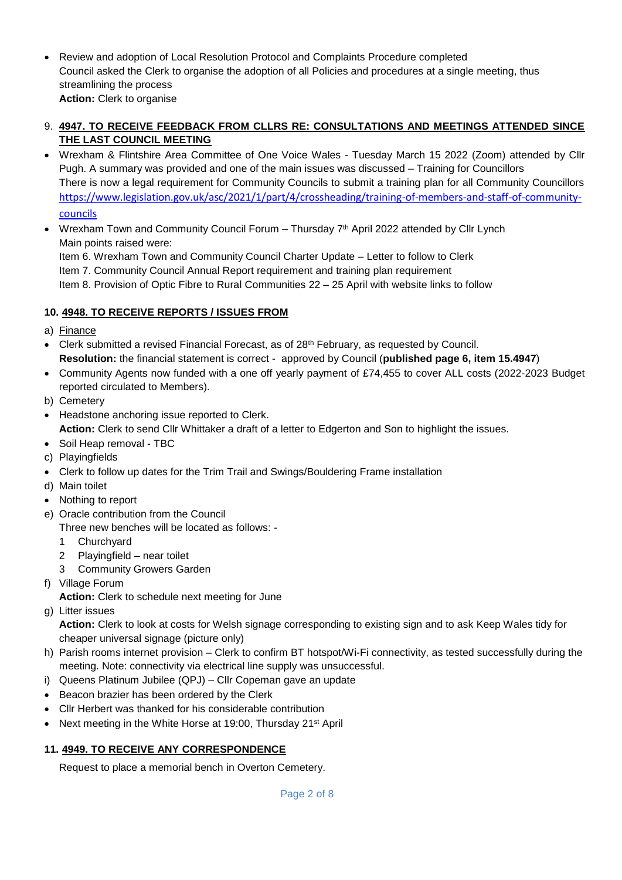- Review and adoption of Local Resolution Protocol and Complaints Procedure completed
  Council asked the Clerk to organise the adoption of all Policies and procedures at a single meeting, thus streamlining the process
  **Action:** Clerk to organise

9. **4947. TO RECEIVE FEEDBACK FROM CLLRS RE: CONSULTATIONS AND MEETINGS ATTENDED SINCE THE LAST COUNCIL MEETING**

- Wrexham & Flintshire Area Committee of One Voice Wales - Tuesday March 15 2022 (Zoom) attended by Cllr Pugh. A summary was provided and one of the main issues was discussed – Training for Councillors
  There is now a legal requirement for Community Councils to submit a training plan for all Community Councillors https://www.legislation.gov.uk/asc/2021/1/part/4/crossheading/training-of-members-and-staff-of-community-councils
- Wrexham Town and Community Council Forum – Thursday 7th April 2022 attended by Cllr Lynch
  Main points raised were:
  Item 6. Wrexham Town and Community Council Charter Update – Letter to follow to Clerk
  Item 7. Community Council Annual Report requirement and training plan requirement
  Item 8. Provision of Optic Fibre to Rural Communities 22 – 25 April with website links to follow

**10. 4948. TO RECEIVE REPORTS / ISSUES FROM**

a) Finance

- Clerk submitted a revised Financial Forecast, as of 28th February, as requested by Council.
  **Resolution:** the financial statement is correct - approved by Council (**published page 6, item 15.4947**)
- Community Agents now funded with a one off yearly payment of £74,455 to cover ALL costs (2022-2023 Budget reported circulated to Members).

b) Cemetery

- Headstone anchoring issue reported to Clerk.
  **Action:** Clerk to send Cllr Whittaker a draft of a letter to Edgerton and Son to highlight the issues.
- Soil Heap removal - TBC

c) Playingfields

- Clerk to follow up dates for the Trim Trail and Swings/Bouldering Frame installation

d) Main toilet

- Nothing to report

e) Oracle contribution from the Council
   Three new benches will be located as follows: -
   1. Churchyard
   2. Playingfield – near toilet
   3. Community Growers Garden

f) Village Forum
   **Action:** Clerk to schedule next meeting for June

g) Litter issues
   **Action:** Clerk to look at costs for Welsh signage corresponding to existing sign and to ask Keep Wales tidy for cheaper universal signage (picture only)

h) Parish rooms internet provision – Clerk to confirm BT hotspot/Wi-Fi connectivity, as tested successfully during the meeting. Note: connectivity via electrical line supply was unsuccessful.

i) Queens Platinum Jubilee (QPJ) – Cllr Copeman gave an update

- Beacon brazier has been ordered by the Clerk
- Cllr Herbert was thanked for his considerable contribution
- Next meeting in the White Horse at 19:00, Thursday 21st April

**11. 4949. TO RECEIVE ANY CORRESPONDENCE**

Request to place a memorial bench in Overton Cemetery.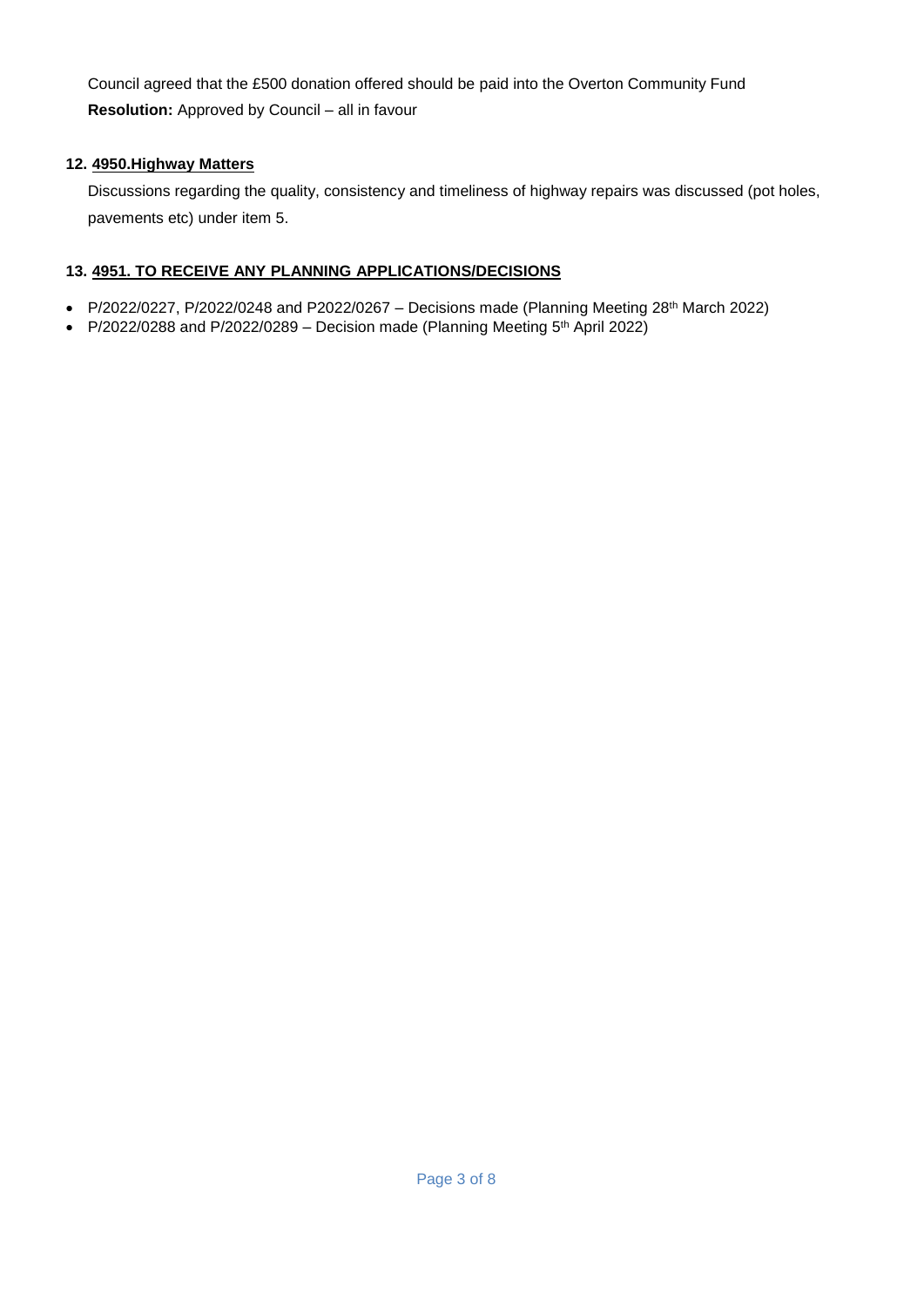Council agreed that the £500 donation offered should be paid into the Overton Community Fund

**Resolution:** Approved by Council – all in favour

**12. 4950.Highway Matters**

Discussions regarding the quality, consistency and timeliness of highway repairs was discussed (pot holes, pavements etc) under item 5.

**13. 4951. TO RECEIVE ANY PLANNING APPLICATIONS/DECISIONS**

- P/2022/0227, P/2022/0248 and P2022/0267 – Decisions made (Planning Meeting 28th March 2022)
- P/2022/0288 and P/2022/0289 – Decision made (Planning Meeting 5th April 2022)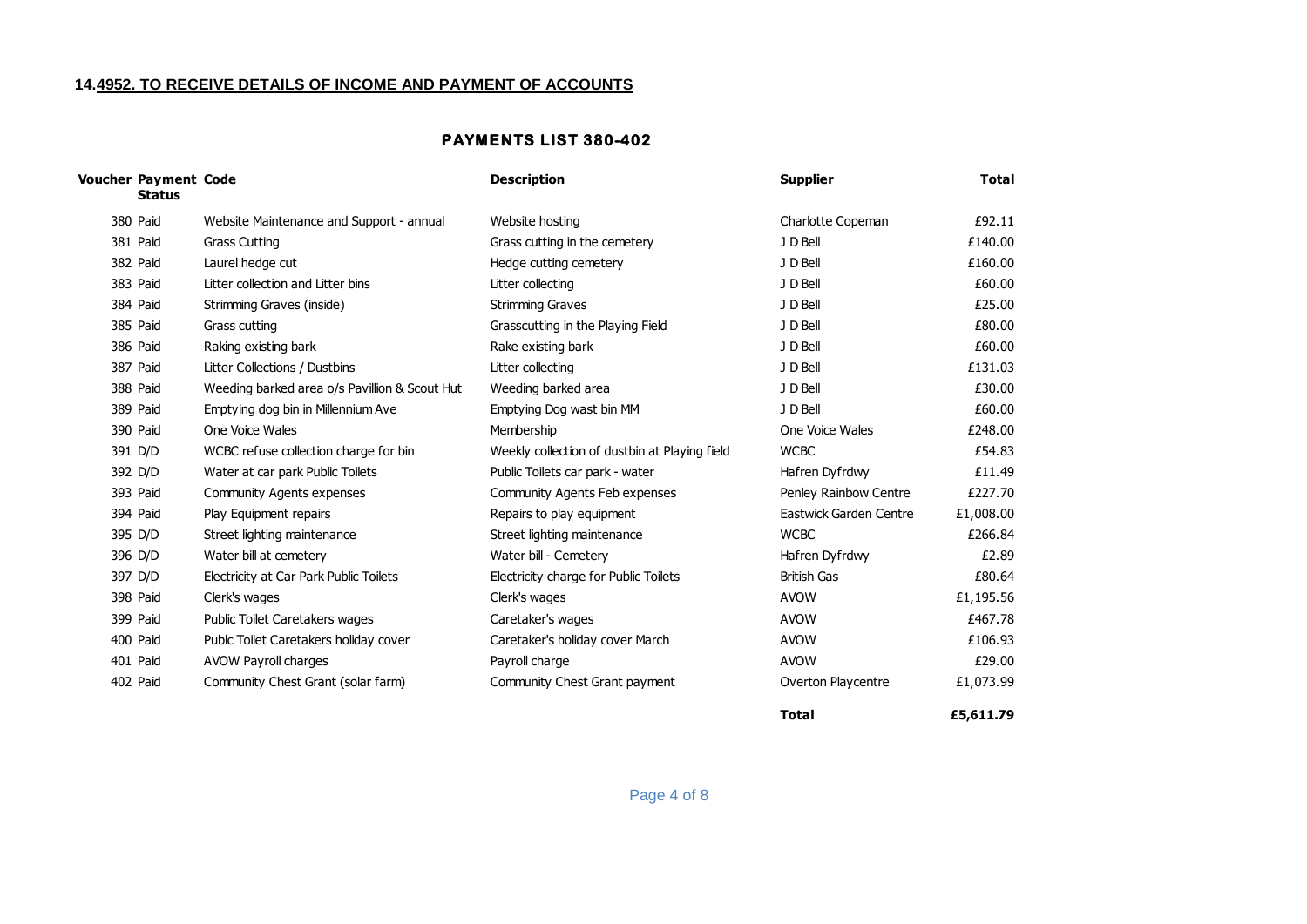**14.4952. TO RECEIVE DETAILS OF INCOME AND PAYMENT OF ACCOUNTS**

## PAYMENTS LIST 380-402

| Voucher | Payment Status | Code | Description | Supplier | Total |
|---|---|---|---|---|---|
| 380 | Paid | Website Maintenance and Support - annual | Website hosting | Charlotte Copeman | £92.11 |
| 381 | Paid | Grass Cutting | Grass cutting in the cemetery | J D Bell | £140.00 |
| 382 | Paid | Laurel hedge cut | Hedge cutting cemetery | J D Bell | £160.00 |
| 383 | Paid | Litter collection and Litter bins | Litter collecting | J D Bell | £60.00 |
| 384 | Paid | Strimming Graves (inside) | Strimming Graves | J D Bell | £25.00 |
| 385 | Paid | Grass cutting | Grasscutting in the Playing Field | J D Bell | £80.00 |
| 386 | Paid | Raking existing bark | Rake existing bark | J D Bell | £60.00 |
| 387 | Paid | Litter Collections / Dustbins | Litter collecting | J D Bell | £131.03 |
| 388 | Paid | Weeding barked area o/s Pavillion & Scout Hut | Weeding barked area | J D Bell | £30.00 |
| 389 | Paid | Emptying dog bin in Millennium Ave | Emptying Dog wast bin MM | J D Bell | £60.00 |
| 390 | Paid | One Voice Wales | Membership | One Voice Wales | £248.00 |
| 391 | D/D | WCBC refuse collection charge for bin | Weekly collection of dustbin at Playing field | WCBC | £54.83 |
| 392 | D/D | Water at car park Public Toilets | Public Toilets car park - water | Hafren Dyfrdwy | £11.49 |
| 393 | Paid | Community Agents expenses | Community Agents Feb expenses | Penley Rainbow Centre | £227.70 |
| 394 | Paid | Play Equipment repairs | Repairs to play equipment | Eastwick Garden Centre | £1,008.00 |
| 395 | D/D | Street lighting maintenance | Street lighting maintenance | WCBC | £266.84 |
| 396 | D/D | Water bill at cemetery | Water bill - Cemetery | Hafren Dyfrdwy | £2.89 |
| 397 | D/D | Electricity at Car Park Public Toilets | Electricity charge for Public Toilets | British Gas | £80.64 |
| 398 | Paid | Clerk's wages | Clerk's wages | AVOW | £1,195.56 |
| 399 | Paid | Public Toilet Caretakers wages | Caretaker's wages | AVOW | £467.78 |
| 400 | Paid | Publc Toilet Caretakers holiday cover | Caretaker's holiday cover March | AVOW | £106.93 |
| 401 | Paid | AVOW Payroll charges | Payroll charge | AVOW | £29.00 |
| 402 | Paid | Community Chest Grant (solar farm) | Community Chest Grant payment | Overton Playcentre | £1,073.99 |
| | | | | **Total** | **£5,611.79** |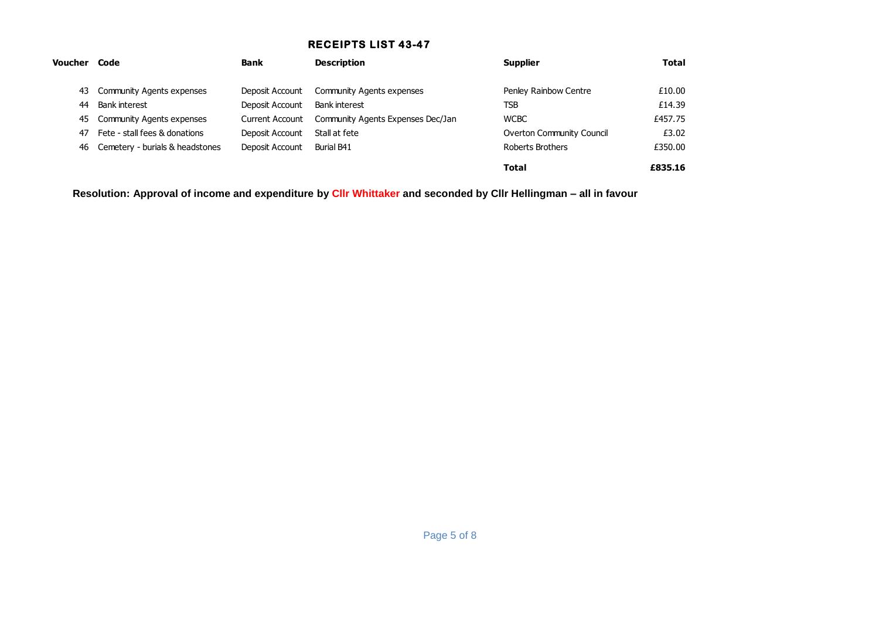## RECEIPTS LIST 43-47

| Voucher | Code | Bank | Description | Supplier | Total |
|---|---|---|---|---|---|
| 43 | Community Agents expenses | Deposit Account | Community Agents expenses | Penley Rainbow Centre | £10.00 |
| 44 | Bank interest | Deposit Account | Bank interest | TSB | £14.39 |
| 45 | Community Agents expenses | Current Account | Community Agents Expenses Dec/Jan | WCBC | £457.75 |
| 47 | Fete - stall fees & donations | Deposit Account | Stall at fete | Overton Community Council | £3.02 |
| 46 | Cemetery - burials & headstones | Deposit Account | Burial B41 | Roberts Brothers | £350.00 |
| | | | | **Total** | **£835.16** |

**Resolution: Approval of income and expenditure by Cllr Whittaker and seconded by Cllr Hellingman – all in favour**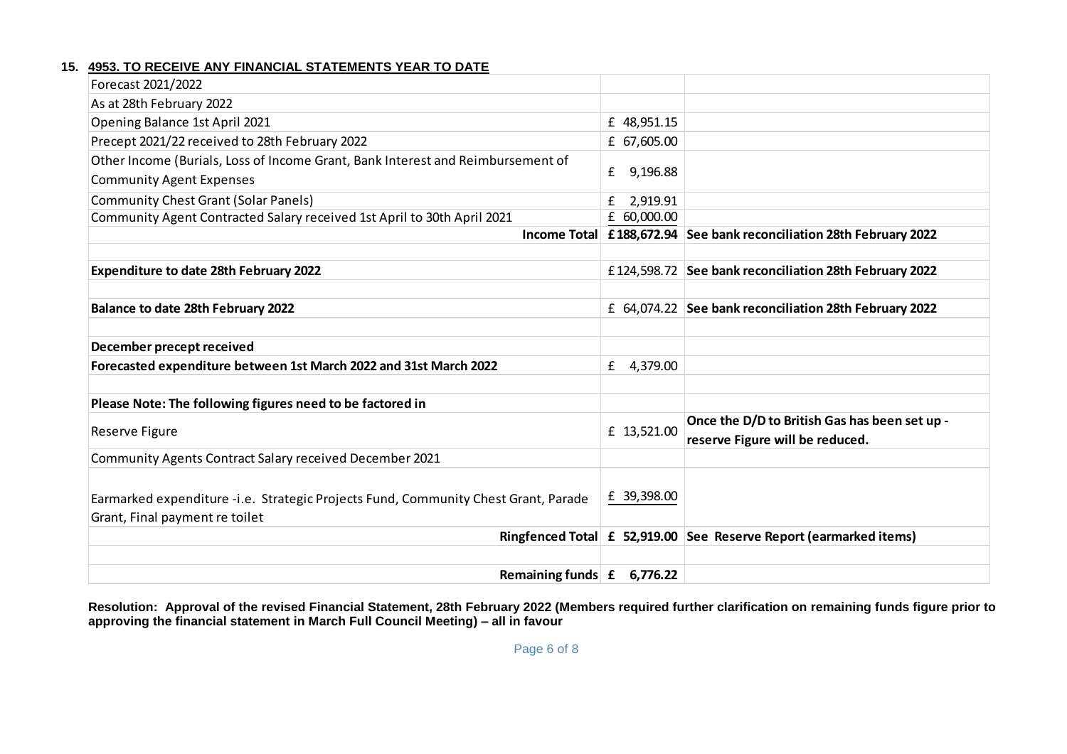**15. 4953. TO RECEIVE ANY FINANCIAL STATEMENTS YEAR TO DATE**

| | | |
|---|---|---|
| Forecast 2021/2022 | | |
| As at 28th February 2022 | | |
| Opening Balance 1st April 2021 | £ 48,951.15 | |
| Precept 2021/22 received to 28th February 2022 | £ 67,605.00 | |
| Other Income (Burials, Loss of Income Grant, Bank Interest and Reimbursement of Community Agent Expenses | £ 9,196.88 | |
| Community Chest Grant (Solar Panels) | £ 2,919.91 | |
| Community Agent Contracted Salary received 1st April to 30th April 2021 | £ 60,000.00 | |
| **Income Total** | **£188,672.94** | **See bank reconciliation 28th February 2022** |
| | | |
| **Expenditure to date 28th February 2022** | £124,598.72 | **See bank reconciliation 28th February 2022** |
| | | |
| **Balance to date 28th February 2022** | £ 64,074.22 | **See bank reconciliation 28th February 2022** |
| | | |
| **December precept received** | | |
| **Forecasted expenditure between 1st March 2022 and 31st March 2022** | £ 4,379.00 | |
| | | |
| **Please Note: The following figures need to be factored in** | | |
| Reserve Figure | £ 13,521.00 | **Once the D/D to British Gas has been set up - reserve Figure will be reduced.** |
| Community Agents Contract Salary received December 2021 | | |
| Earmarked expenditure -i.e. Strategic Projects Fund, Community Chest Grant, Parade Grant, Final payment re toilet | £ 39,398.00 | |
| **Ringfenced Total** | **£ 52,919.00** | **See Reserve Report (earmarked items)** |
| | | |
| **Remaining funds** | **£ 6,776.22** | |

**Resolution: Approval of the revised Financial Statement, 28th February 2022 (Members required further clarification on remaining funds figure prior to approving the financial statement in March Full Council Meeting) – all in favour**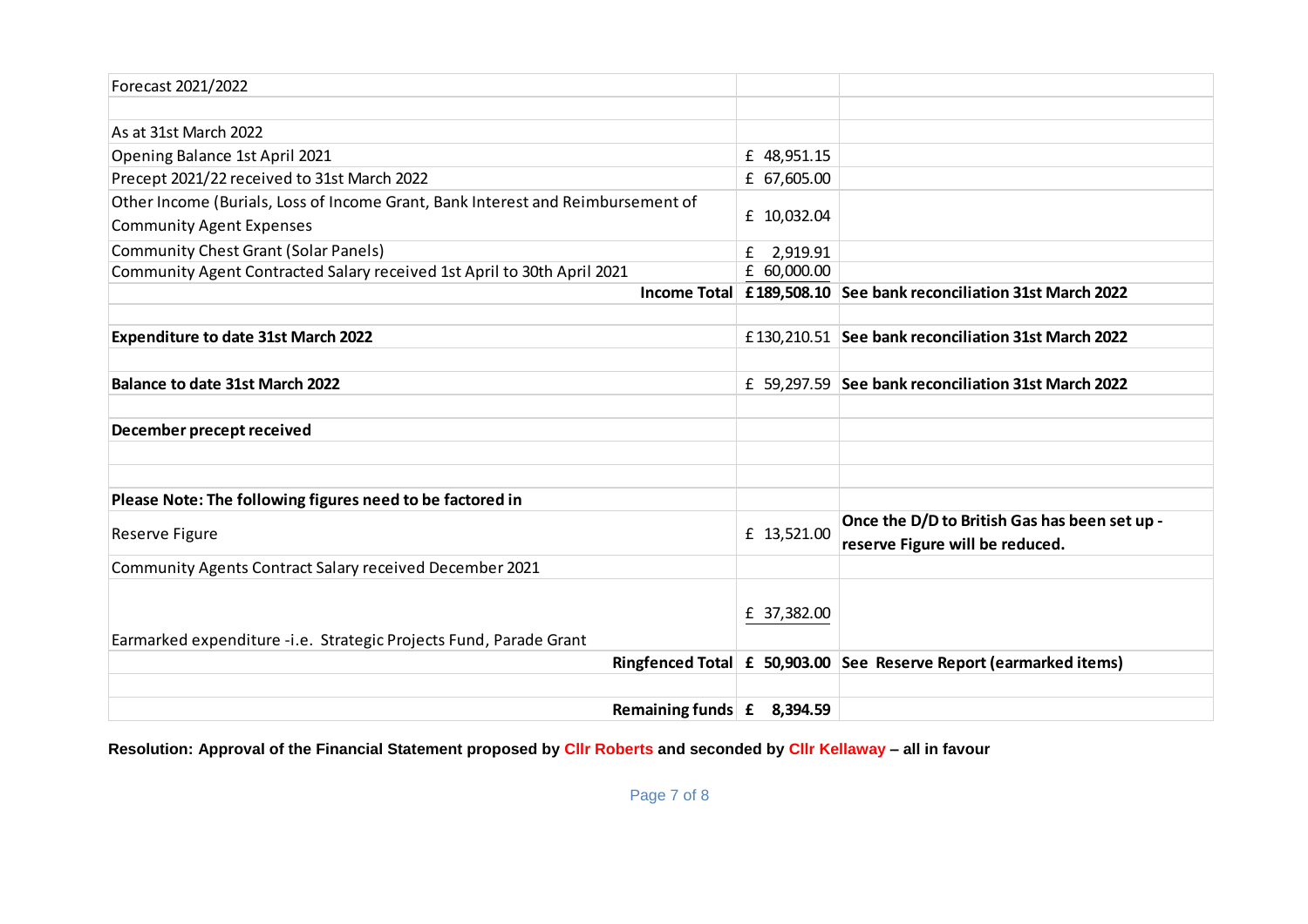| Forecast 2021/2022 | | |
|---|---|---|
| | | |
| As at 31st March 2022 | | |
| Opening Balance 1st April 2021 | £ 48,951.15 | |
| Precept 2021/22 received to 31st March 2022 | £ 67,605.00 | |
| Other Income (Burials, Loss of Income Grant, Bank Interest and Reimbursement of Community Agent Expenses | £ 10,032.04 | |
| Community Chest Grant (Solar Panels) | £ 2,919.91 | |
| Community Agent Contracted Salary received 1st April to 30th April 2021 | £ 60,000.00 | |
| **Income Total** | **£189,508.10** | **See bank reconciliation 31st March 2022** |
| | | |
| **Expenditure to date 31st March 2022** | £130,210.51 | **See bank reconciliation 31st March 2022** |
| | | |
| **Balance to date 31st March 2022** | £ 59,297.59 | **See bank reconciliation 31st March 2022** |
| | | |
| **December precept received** | | |
| | | |
| | | |
| **Please Note: The following figures need to be factored in** | | |
| Reserve Figure | £ 13,521.00 | **Once the D/D to British Gas has been set up - reserve Figure will be reduced.** |
| Community Agents Contract Salary received December 2021 | | |
| Earmarked expenditure -i.e. Strategic Projects Fund, Parade Grant | £ 37,382.00 | |
| **Ringfenced Total** | **£ 50,903.00** | **See Reserve Report (earmarked items)** |
| | | |
| **Remaining funds** | **£ 8,394.59** | |

**Resolution: Approval of the Financial Statement proposed by Cllr Roberts and seconded by Cllr Kellaway – all in favour**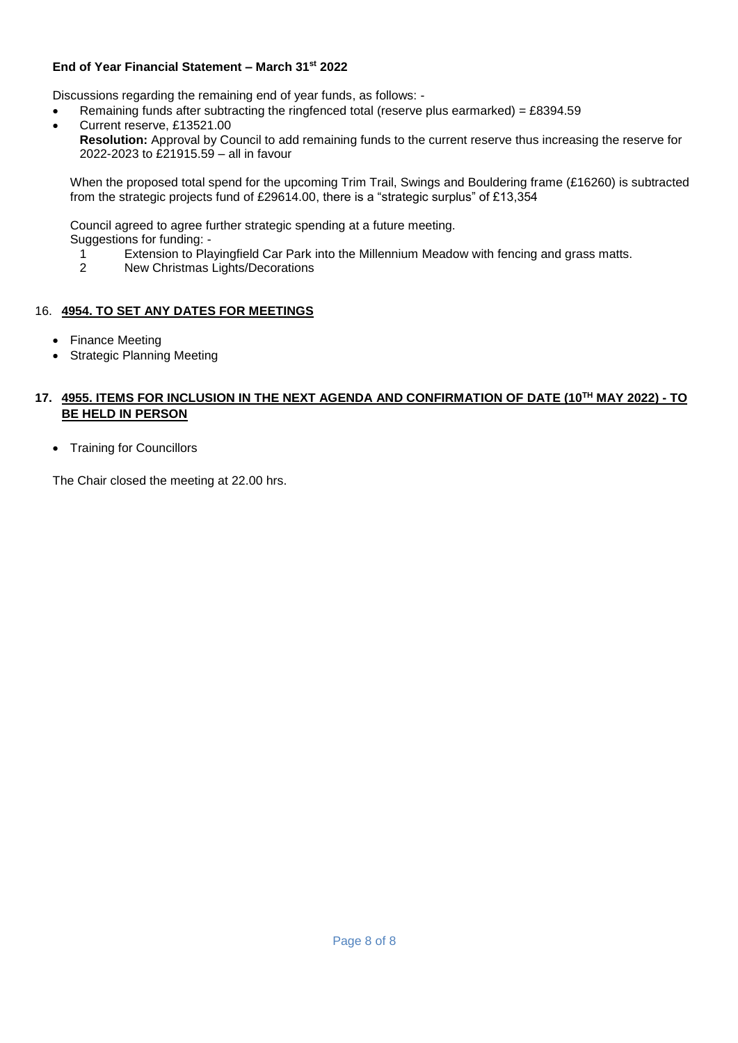**End of Year Financial Statement – March 31st 2022**

Discussions regarding the remaining end of year funds, as follows: -

- Remaining funds after subtracting the ringfenced total (reserve plus earmarked) = £8394.59
- Current reserve, £13521.00
  **Resolution:** Approval by Council to add remaining funds to the current reserve thus increasing the reserve for 2022-2023 to £21915.59 – all in favour

When the proposed total spend for the upcoming Trim Trail, Swings and Bouldering frame (£16260) is subtracted from the strategic projects fund of £29614.00, there is a "strategic surplus" of £13,354

Council agreed to agree further strategic spending at a future meeting.
Suggestions for funding: -

1. Extension to Playingfield Car Park into the Millennium Meadow with fencing and grass matts.
2. New Christmas Lights/Decorations

## 16. 4954. TO SET ANY DATES FOR MEETINGS

- Finance Meeting
- Strategic Planning Meeting

## 17. 4955. ITEMS FOR INCLUSION IN THE NEXT AGENDA AND CONFIRMATION OF DATE (10TH MAY 2022) - TO BE HELD IN PERSON

- Training for Councillors

The Chair closed the meeting at 22.00 hrs.